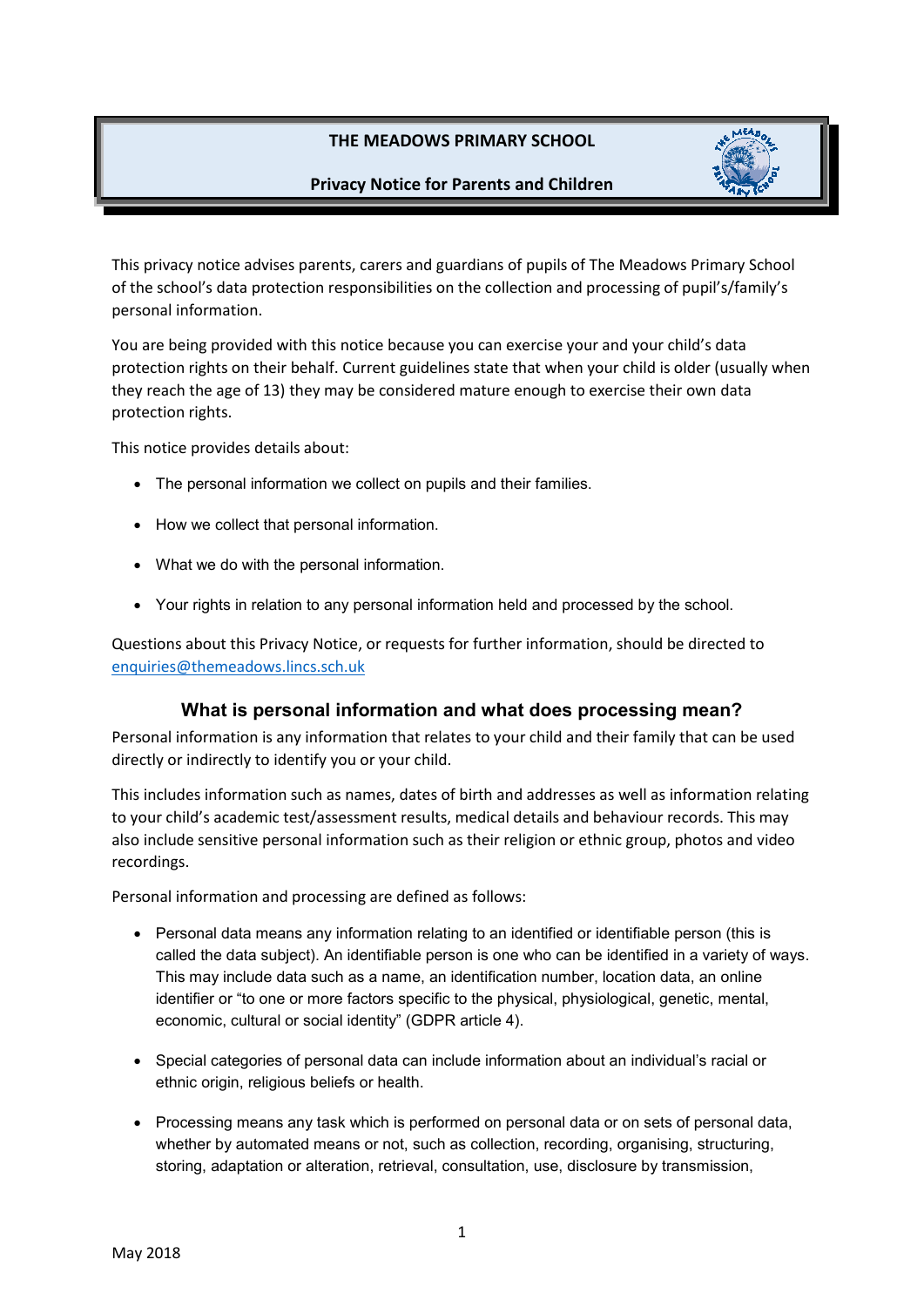# THE MEADOWS PRIMARY SCHOOL

## Privacy Notice for Parents and Children

This privacy notice advises parents, carers and guardians of pupils of The Meadows Primary School of the school's data protection responsibilities on the collection and processing of pupil's/family's personal information.

You are being provided with this notice because you can exercise your and your child's data protection rights on their behalf. Current guidelines state that when your child is older (usually when they reach the age of 13) they may be considered mature enough to exercise their own data protection rights.

This notice provides details about:

- The personal information we collect on pupils and their families.
- How we collect that personal information.
- What we do with the personal information.
- Your rights in relation to any personal information held and processed by the school.

Questions about this Privacy Notice, or requests for further information, should be directed to enquiries@themeadows.lincs.sch.uk

## What is personal information and what does processing mean?

Personal information is any information that relates to your child and their family that can be used directly or indirectly to identify you or your child.

This includes information such as names, dates of birth and addresses as well as information relating to your child's academic test/assessment results, medical details and behaviour records. This may also include sensitive personal information such as their religion or ethnic group, photos and video recordings.

Personal information and processing are defined as follows:

- Personal data means any information relating to an identified or identifiable person (this is called the data subject). An identifiable person is one who can be identified in a variety of ways. This may include data such as a name, an identification number, location data, an online identifier or "to one or more factors specific to the physical, physiological, genetic, mental, economic, cultural or social identity" (GDPR article 4).
- Special categories of personal data can include information about an individual's racial or ethnic origin, religious beliefs or health.
- Processing means any task which is performed on personal data or on sets of personal data, whether by automated means or not, such as collection, recording, organising, structuring, storing, adaptation or alteration, retrieval, consultation, use, disclosure by transmission,

May 2018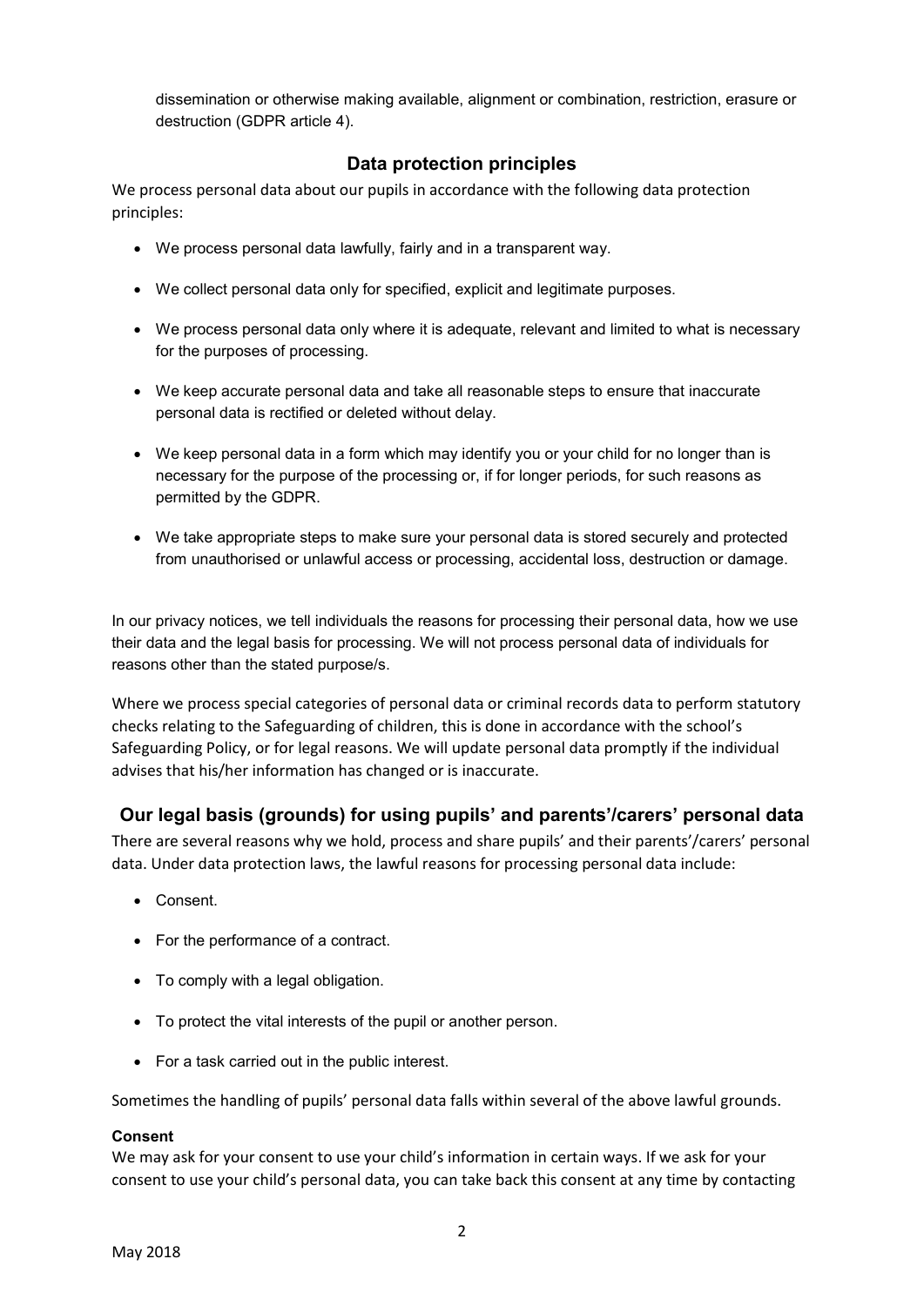dissemination or otherwise making available, alignment or combination, restriction, erasure or destruction (GDPR article 4).

## Data protection principles

We process personal data about our pupils in accordance with the following data protection principles:

- We process personal data lawfully, fairly and in a transparent way.
- We collect personal data only for specified, explicit and legitimate purposes.
- We process personal data only where it is adequate, relevant and limited to what is necessary for the purposes of processing.
- We keep accurate personal data and take all reasonable steps to ensure that inaccurate personal data is rectified or deleted without delay.
- We keep personal data in a form which may identify you or your child for no longer than is necessary for the purpose of the processing or, if for longer periods, for such reasons as permitted by the GDPR.
- We take appropriate steps to make sure your personal data is stored securely and protected from unauthorised or unlawful access or processing, accidental loss, destruction or damage.

In our privacy notices, we tell individuals the reasons for processing their personal data, how we use their data and the legal basis for processing. We will not process personal data of individuals for reasons other than the stated purpose/s.

Where we process special categories of personal data or criminal records data to perform statutory checks relating to the Safeguarding of children, this is done in accordance with the school's Safeguarding Policy, or for legal reasons. We will update personal data promptly if the individual advises that his/her information has changed or is inaccurate.

## Our legal basis (grounds) for using pupils' and parents'/carers' personal data

There are several reasons why we hold, process and share pupils' and their parents'/carers' personal data. Under data protection laws, the lawful reasons for processing personal data include:

- Consent.
- For the performance of a contract.
- To comply with a legal obligation.
- To protect the vital interests of the pupil or another person.
- For a task carried out in the public interest.

Sometimes the handling of pupils' personal data falls within several of the above lawful grounds.

**Consent**

We may ask for your consent to use your child's information in certain ways. If we ask for your consent to use your child's personal data, you can take back this consent at any time by contacting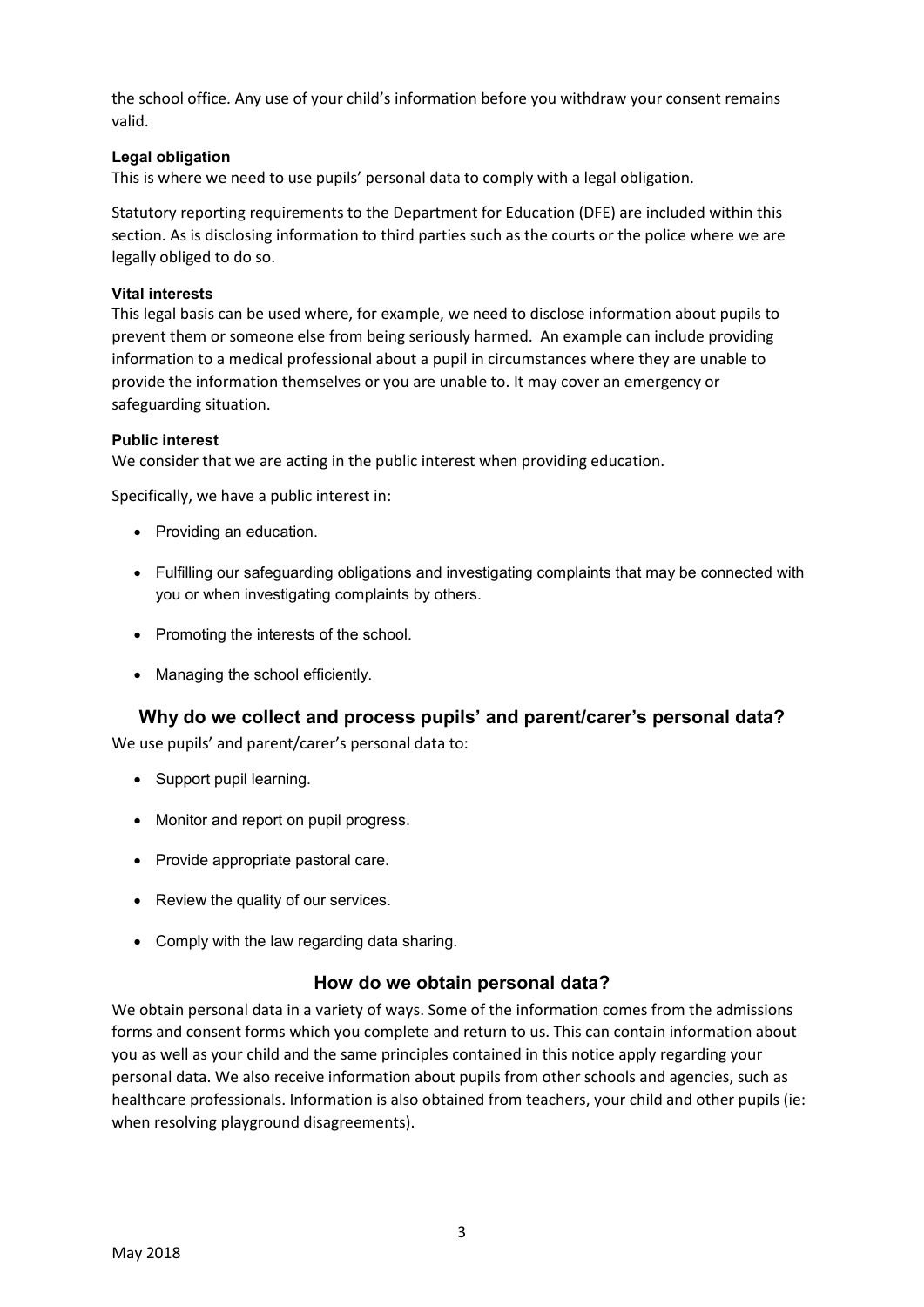the school office. Any use of your child's information before you withdraw your consent remains valid.

**Legal obligation**

This is where we need to use pupils' personal data to comply with a legal obligation.

Statutory reporting requirements to the Department for Education (DFE) are included within this section. As is disclosing information to third parties such as the courts or the police where we are legally obliged to do so.

**Vital interests**

This legal basis can be used where, for example, we need to disclose information about pupils to prevent them or someone else from being seriously harmed. An example can include providing information to a medical professional about a pupil in circumstances where they are unable to provide the information themselves or you are unable to. It may cover an emergency or safeguarding situation.

**Public interest**

We consider that we are acting in the public interest when providing education.

Specifically, we have a public interest in:

- Providing an education.
- Fulfilling our safeguarding obligations and investigating complaints that may be connected with you or when investigating complaints by others.
- Promoting the interests of the school.
- Managing the school efficiently.

## Why do we collect and process pupils' and parent/carer's personal data?

We use pupils' and parent/carer's personal data to:

- Support pupil learning.
- Monitor and report on pupil progress.
- Provide appropriate pastoral care.
- Review the quality of our services.
- Comply with the law regarding data sharing.

## How do we obtain personal data?

We obtain personal data in a variety of ways. Some of the information comes from the admissions forms and consent forms which you complete and return to us. This can contain information about you as well as your child and the same principles contained in this notice apply regarding your personal data. We also receive information about pupils from other schools and agencies, such as healthcare professionals. Information is also obtained from teachers, your child and other pupils (ie: when resolving playground disagreements).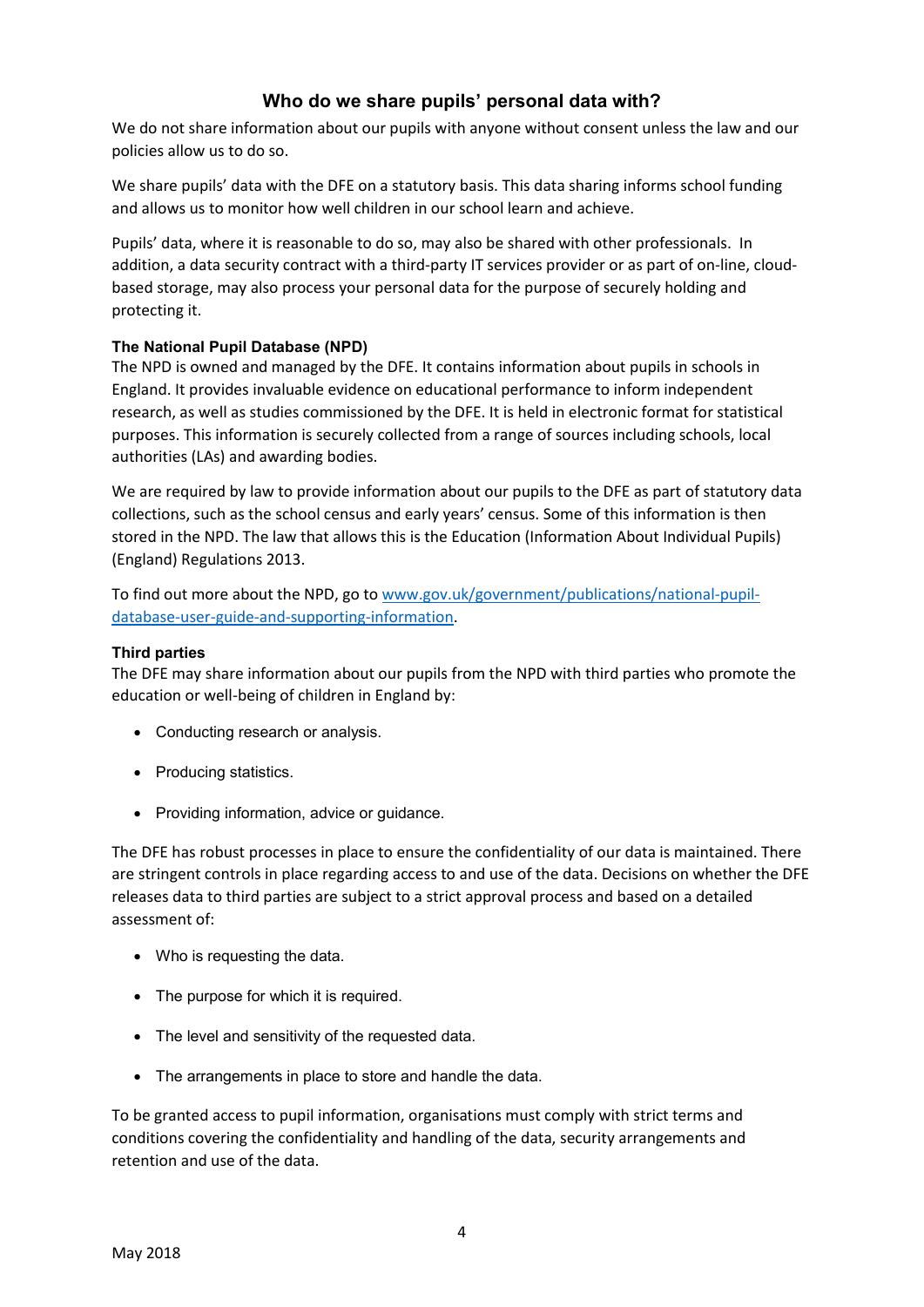## Who do we share pupils' personal data with?

We do not share information about our pupils with anyone without consent unless the law and our policies allow us to do so.

We share pupils' data with the DFE on a statutory basis. This data sharing informs school funding and allows us to monitor how well children in our school learn and achieve.

Pupils' data, where it is reasonable to do so, may also be shared with other professionals. In addition, a data security contract with a third-party IT services provider or as part of on-line, cloud-based storage, may also process your personal data for the purpose of securely holding and protecting it.

### The National Pupil Database (NPD)

The NPD is owned and managed by the DFE. It contains information about pupils in schools in England. It provides invaluable evidence on educational performance to inform independent research, as well as studies commissioned by the DFE. It is held in electronic format for statistical purposes. This information is securely collected from a range of sources including schools, local authorities (LAs) and awarding bodies.

We are required by law to provide information about our pupils to the DFE as part of statutory data collections, such as the school census and early years' census. Some of this information is then stored in the NPD. The law that allows this is the Education (Information About Individual Pupils) (England) Regulations 2013.

To find out more about the NPD, go to [www.gov.uk/government/publications/national-pupil-database-user-guide-and-supporting-information](www.gov.uk/government/publications/national-pupil-database-user-guide-and-supporting-information).

### Third parties

The DFE may share information about our pupils from the NPD with third parties who promote the education or well-being of children in England by:

- Conducting research or analysis.
- Producing statistics.
- Providing information, advice or guidance.

The DFE has robust processes in place to ensure the confidentiality of our data is maintained. There are stringent controls in place regarding access to and use of the data. Decisions on whether the DFE releases data to third parties are subject to a strict approval process and based on a detailed assessment of:

- Who is requesting the data.
- The purpose for which it is required.
- The level and sensitivity of the requested data.
- The arrangements in place to store and handle the data.

To be granted access to pupil information, organisations must comply with strict terms and conditions covering the confidentiality and handling of the data, security arrangements and retention and use of the data.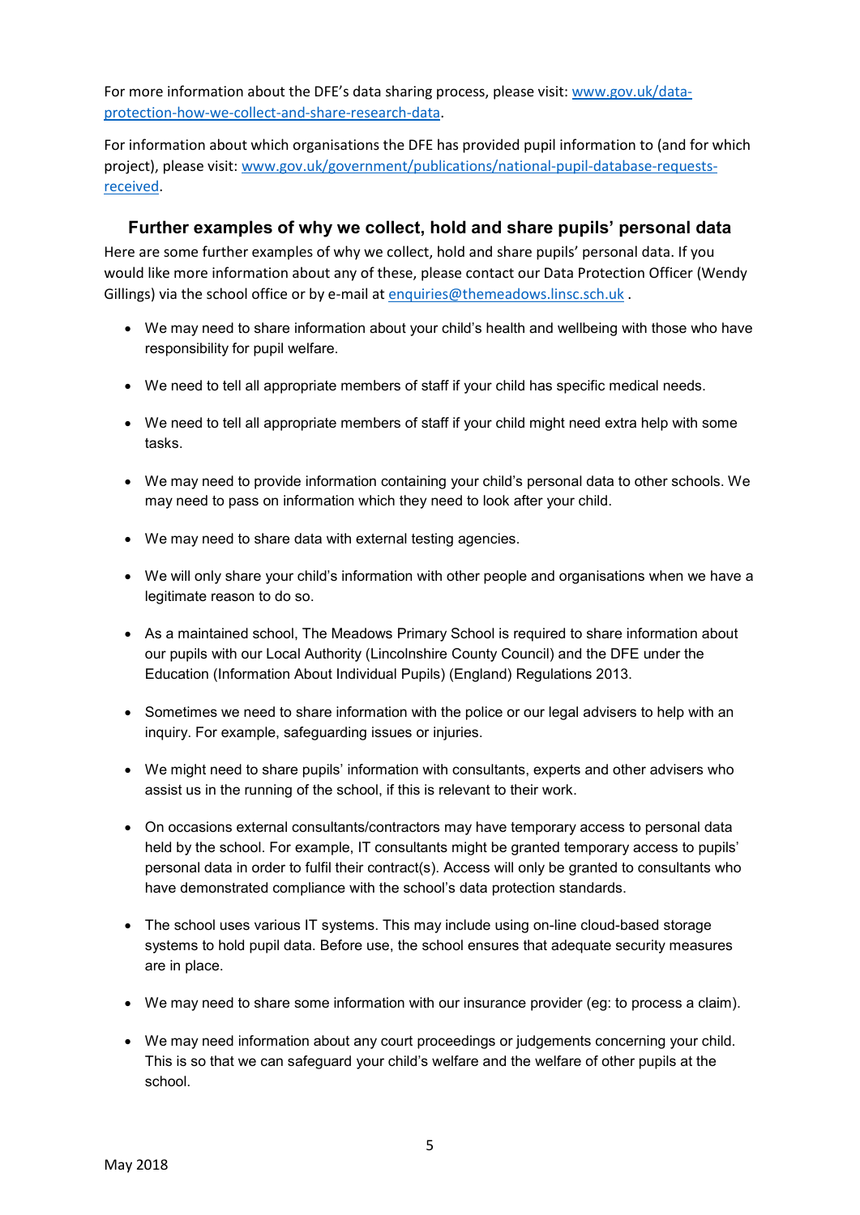For more information about the DFE's data sharing process, please visit: [www.gov.uk/data-protection-how-we-collect-and-share-research-data](www.gov.uk/data-protection-how-we-collect-and-share-research-data).

For information about which organisations the DFE has provided pupil information to (and for which project), please visit: [www.gov.uk/government/publications/national-pupil-database-requests-received](www.gov.uk/government/publications/national-pupil-database-requests-received).

### Further examples of why we collect, hold and share pupils' personal data

Here are some further examples of why we collect, hold and share pupils' personal data. If you would like more information about any of these, please contact our Data Protection Officer (Wendy Gillings) via the school office or by e-mail at enquiries@themeadows.linsc.sch.uk .

- We may need to share information about your child's health and wellbeing with those who have responsibility for pupil welfare.
- We need to tell all appropriate members of staff if your child has specific medical needs.
- We need to tell all appropriate members of staff if your child might need extra help with some tasks.
- We may need to provide information containing your child's personal data to other schools. We may need to pass on information which they need to look after your child.
- We may need to share data with external testing agencies.
- We will only share your child's information with other people and organisations when we have a legitimate reason to do so.
- As a maintained school, The Meadows Primary School is required to share information about our pupils with our Local Authority (Lincolnshire County Council) and the DFE under the Education (Information About Individual Pupils) (England) Regulations 2013.
- Sometimes we need to share information with the police or our legal advisers to help with an inquiry. For example, safeguarding issues or injuries.
- We might need to share pupils' information with consultants, experts and other advisers who assist us in the running of the school, if this is relevant to their work.
- On occasions external consultants/contractors may have temporary access to personal data held by the school. For example, IT consultants might be granted temporary access to pupils' personal data in order to fulfil their contract(s). Access will only be granted to consultants who have demonstrated compliance with the school's data protection standards.
- The school uses various IT systems. This may include using on-line cloud-based storage systems to hold pupil data. Before use, the school ensures that adequate security measures are in place.
- We may need to share some information with our insurance provider (eg: to process a claim).
- We may need information about any court proceedings or judgements concerning your child. This is so that we can safeguard your child's welfare and the welfare of other pupils at the school.

May 2018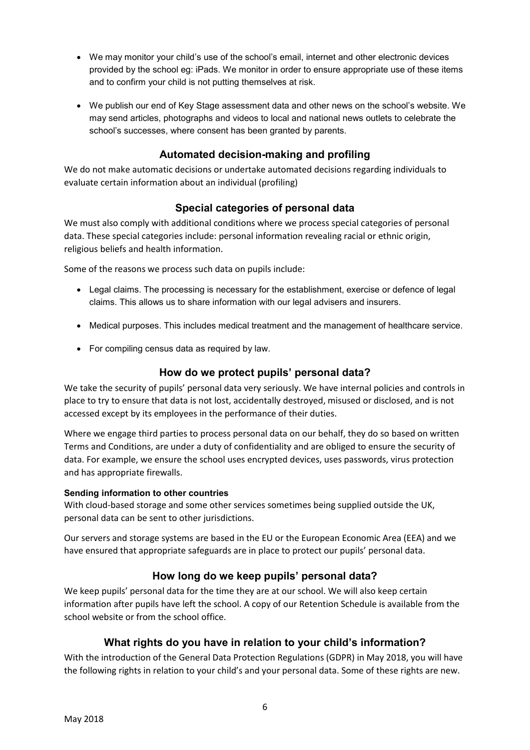- We may monitor your child's use of the school's email, internet and other electronic devices provided by the school eg: iPads. We monitor in order to ensure appropriate use of these items and to confirm your child is not putting themselves at risk.

- We publish our end of Key Stage assessment data and other news on the school's website. We may send articles, photographs and videos to local and national news outlets to celebrate the school's successes, where consent has been granted by parents.

## Automated decision-making and profiling

We do not make automatic decisions or undertake automated decisions regarding individuals to evaluate certain information about an individual (profiling)

## Special categories of personal data

We must also comply with additional conditions where we process special categories of personal data. These special categories include: personal information revealing racial or ethnic origin, religious beliefs and health information.

Some of the reasons we process such data on pupils include:

- Legal claims. The processing is necessary for the establishment, exercise or defence of legal claims. This allows us to share information with our legal advisers and insurers.

- Medical purposes. This includes medical treatment and the management of healthcare service.

- For compiling census data as required by law.

## How do we protect pupils' personal data?

We take the security of pupils' personal data very seriously. We have internal policies and controls in place to try to ensure that data is not lost, accidentally destroyed, misused or disclosed, and is not accessed except by its employees in the performance of their duties.

Where we engage third parties to process personal data on our behalf, they do so based on written Terms and Conditions, are under a duty of confidentiality and are obliged to ensure the security of data. For example, we ensure the school uses encrypted devices, uses passwords, virus protection and has appropriate firewalls.

**Sending information to other countries**

With cloud-based storage and some other services sometimes being supplied outside the UK, personal data can be sent to other jurisdictions.

Our servers and storage systems are based in the EU or the European Economic Area (EEA) and we have ensured that appropriate safeguards are in place to protect our pupils' personal data.

## How long do we keep pupils' personal data?

We keep pupils' personal data for the time they are at our school. We will also keep certain information after pupils have left the school. A copy of our Retention Schedule is available from the school website or from the school office.

## What rights do you have in relation to your child's information?

With the introduction of the General Data Protection Regulations (GDPR) in May 2018, you will have the following rights in relation to your child's and your personal data. Some of these rights are new.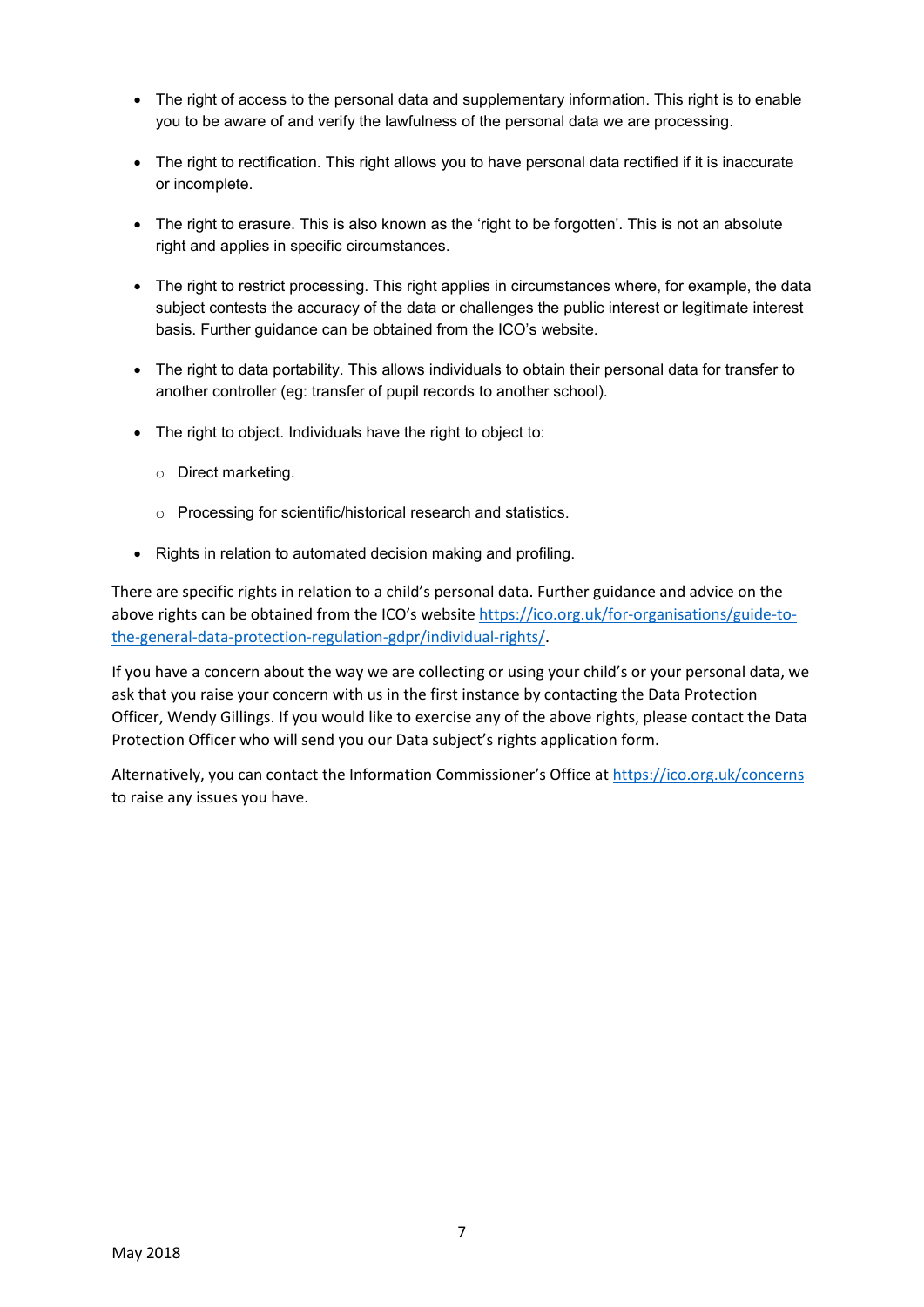- The right of access to the personal data and supplementary information. This right is to enable you to be aware of and verify the lawfulness of the personal data we are processing.

- The right to rectification. This right allows you to have personal data rectified if it is inaccurate or incomplete.

- The right to erasure. This is also known as the 'right to be forgotten'. This is not an absolute right and applies in specific circumstances.

- The right to restrict processing. This right applies in circumstances where, for example, the data subject contests the accuracy of the data or challenges the public interest or legitimate interest basis. Further guidance can be obtained from the ICO's website.

- The right to data portability. This allows individuals to obtain their personal data for transfer to another controller (eg: transfer of pupil records to another school).

- The right to object. Individuals have the right to object to:

  - Direct marketing.

  - Processing for scientific/historical research and statistics.

- Rights in relation to automated decision making and profiling.

There are specific rights in relation to a child's personal data. Further guidance and advice on the above rights can be obtained from the ICO's website https://ico.org.uk/for-organisations/guide-to-the-general-data-protection-regulation-gdpr/individual-rights/.

If you have a concern about the way we are collecting or using your child's or your personal data, we ask that you raise your concern with us in the first instance by contacting the Data Protection Officer, Wendy Gillings. If you would like to exercise any of the above rights, please contact the Data Protection Officer who will send you our Data subject's rights application form.

Alternatively, you can contact the Information Commissioner's Office at https://ico.org.uk/concerns to raise any issues you have.

May 2018